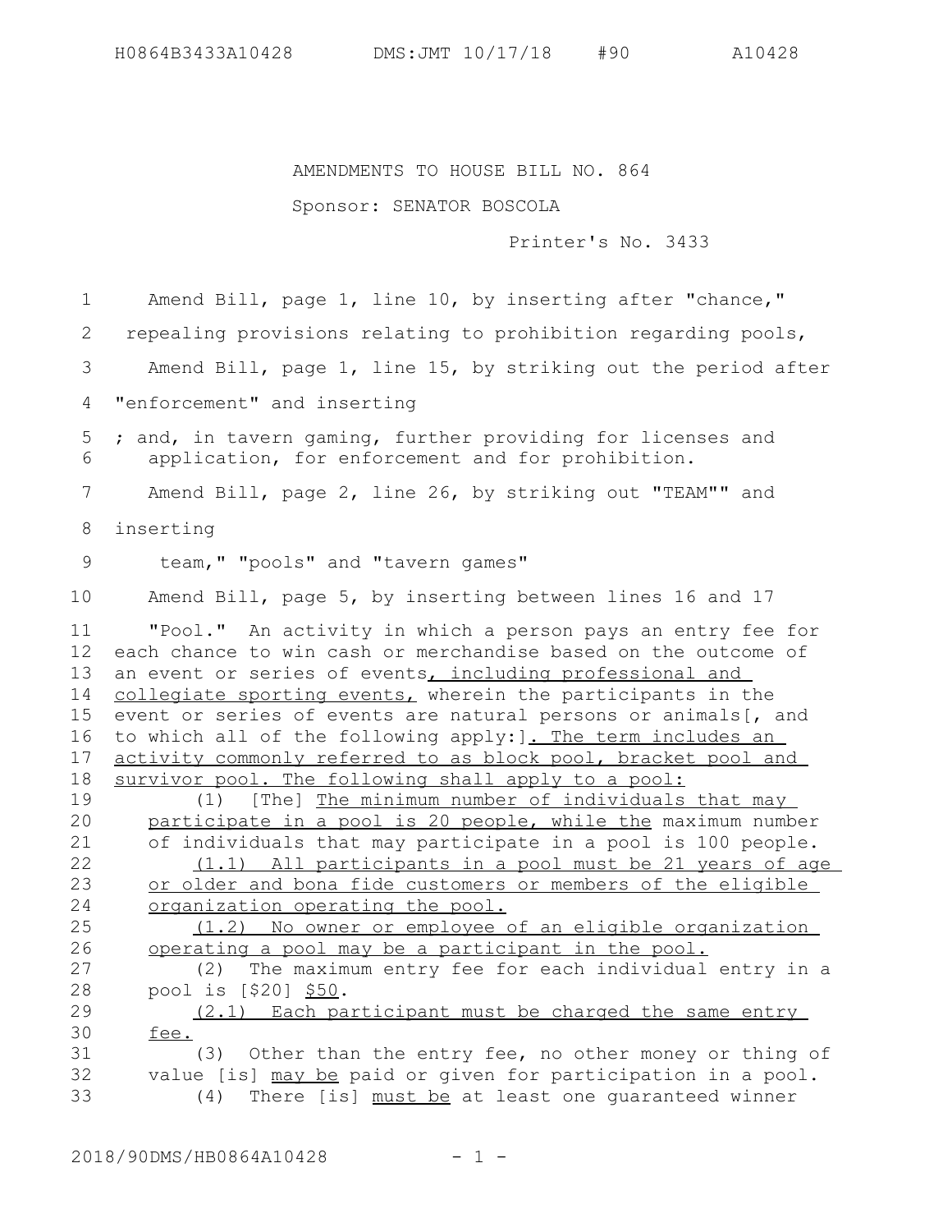AMENDMENTS TO HOUSE BILL NO. 864

Sponsor: SENATOR BOSCOLA

Printer's No. 3433

Amend Bill, page 1, line 10, by inserting after "chance,"

repealing provisions relating to prohibition regarding pools,

Amend Bill, page 1, line 15, by striking out the period after "enforcement" and inserting

; and, in tavern gaming, further providing for licenses and application, for enforcement and for prohibition.

Amend Bill, page 2, line 26, by striking out "TEAM"" and inserting

team," "pools" and "tavern games"

Amend Bill, page 5, by inserting between lines 16 and 17

"Pool." An activity in which a person pays an entry fee for each chance to win cash or merchandise based on the outcome of an event or series of events<u>, including professional and collegiate sporting events,</u> wherein the participants in the event or series of events are natural persons or animals[, and to which all of the following apply:]<u>. The term includes an activity commonly referred to as block pool, bracket pool and survivor pool. The following shall apply to a pool:</u>

(1) [The] <u>The minimum number of individuals that may participate in a pool is 20 people, while the</u> maximum number of individuals that may participate in a pool is 100 people.

<u>(1.1) All participants in a pool must be 21 years of age or older and bona fide customers or members of the eligible organization operating the pool.</u>

<u>(1.2) No owner or employee of an eligible organization operating a pool may be a participant in the pool.</u>

(2) The maximum entry fee for each individual entry in a pool is [$20] <u>$50</u>.

<u>(2.1) Each participant must be charged the same entry fee.</u>

(3) Other than the entry fee, no other money or thing of value [is] <u>may be</u> paid or given for participation in a pool.

(4) There [is] <u>must be</u> at least one guaranteed winner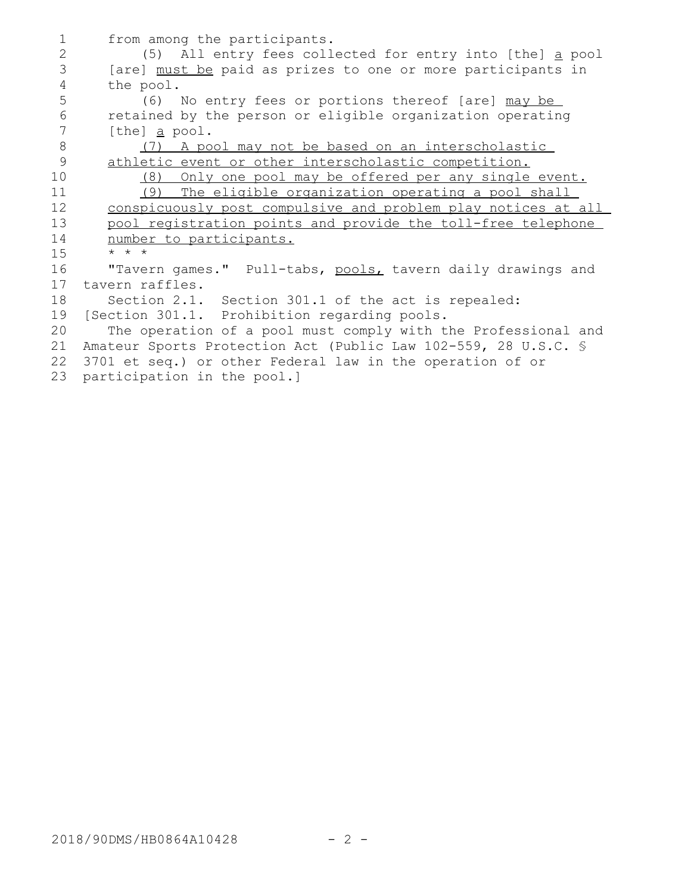from among the participants.

(5) All entry fees collected for entry into [the] <u>a</u> pool [are] <u>must be</u> paid as prizes to one or more participants in the pool.

(6) No entry fees or portions thereof [are] <u>may be</u> retained by the person or eligible organization operating [the] <u>a</u> pool.

<u>(7) A pool may not be based on an interscholastic athletic event or other interscholastic competition.</u>

<u>(8) Only one pool may be offered per any single event.</u>

<u>(9) The eligible organization operating a pool shall conspicuously post compulsive and problem play notices at all pool registration points and provide the toll-free telephone number to participants.</u>

\* \* \*

"Tavern games." Pull-tabs, <u>pools,</u> tavern daily drawings and tavern raffles.

Section 2.1. Section 301.1 of the act is repealed:

[Section 301.1. Prohibition regarding pools.

The operation of a pool must comply with the Professional and Amateur Sports Protection Act (Public Law 102-559, 28 U.S.C. § 3701 et seq.) or other Federal law in the operation of or participation in the pool.]